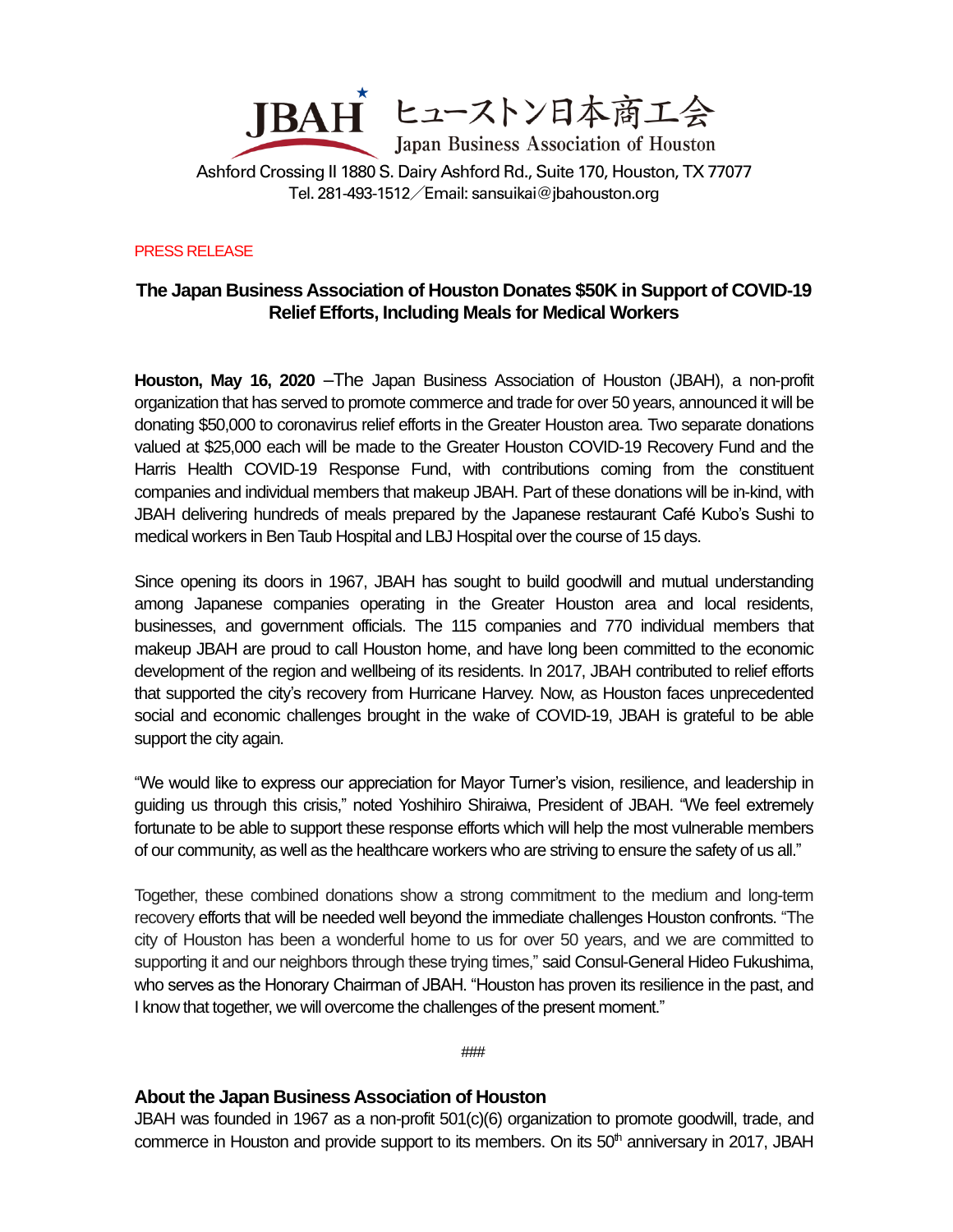JBAH ヒューストン日本商工会

Japan Business Association of Houston

Ashford Crossing II 1880 S. Dairy Ashford Rd., Suite 170, Houston, TX 77077
Tel. 281-493-1512／Email: sansuikai@jbahouston.org

PRESS RELEASE

## The Japan Business Association of Houston Donates $50K in Support of COVID-19 Relief Efforts, Including Meals for Medical Workers

**Houston, May 16, 2020** –The Japan Business Association of Houston (JBAH), a non-profit organization that has served to promote commerce and trade for over 50 years, announced it will be donating $50,000 to coronavirus relief efforts in the Greater Houston area. Two separate donations valued at $25,000 each will be made to the Greater Houston COVID-19 Recovery Fund and the Harris Health COVID-19 Response Fund, with contributions coming from the constituent companies and individual members that makeup JBAH. Part of these donations will be in-kind, with JBAH delivering hundreds of meals prepared by the Japanese restaurant Café Kubo's Sushi to medical workers in Ben Taub Hospital and LBJ Hospital over the course of 15 days.

Since opening its doors in 1967, JBAH has sought to build goodwill and mutual understanding among Japanese companies operating in the Greater Houston area and local residents, businesses, and government officials. The 115 companies and 770 individual members that makeup JBAH are proud to call Houston home, and have long been committed to the economic development of the region and wellbeing of its residents. In 2017, JBAH contributed to relief efforts that supported the city's recovery from Hurricane Harvey. Now, as Houston faces unprecedented social and economic challenges brought in the wake of COVID-19, JBAH is grateful to be able support the city again.

"We would like to express our appreciation for Mayor Turner's vision, resilience, and leadership in guiding us through this crisis," noted Yoshihiro Shiraiwa, President of JBAH. "We feel extremely fortunate to be able to support these response efforts which will help the most vulnerable members of our community, as well as the healthcare workers who are striving to ensure the safety of us all."

Together, these combined donations show a strong commitment to the medium and long-term recovery efforts that will be needed well beyond the immediate challenges Houston confronts. "The city of Houston has been a wonderful home to us for over 50 years, and we are committed to supporting it and our neighbors through these trying times," said Consul-General Hideo Fukushima, who serves as the Honorary Chairman of JBAH. "Houston has proven its resilience in the past, and I know that together, we will overcome the challenges of the present moment."

###

### About the Japan Business Association of Houston

JBAH was founded in 1967 as a non-profit 501(c)(6) organization to promote goodwill, trade, and commerce in Houston and provide support to its members. On its 50th anniversary in 2017, JBAH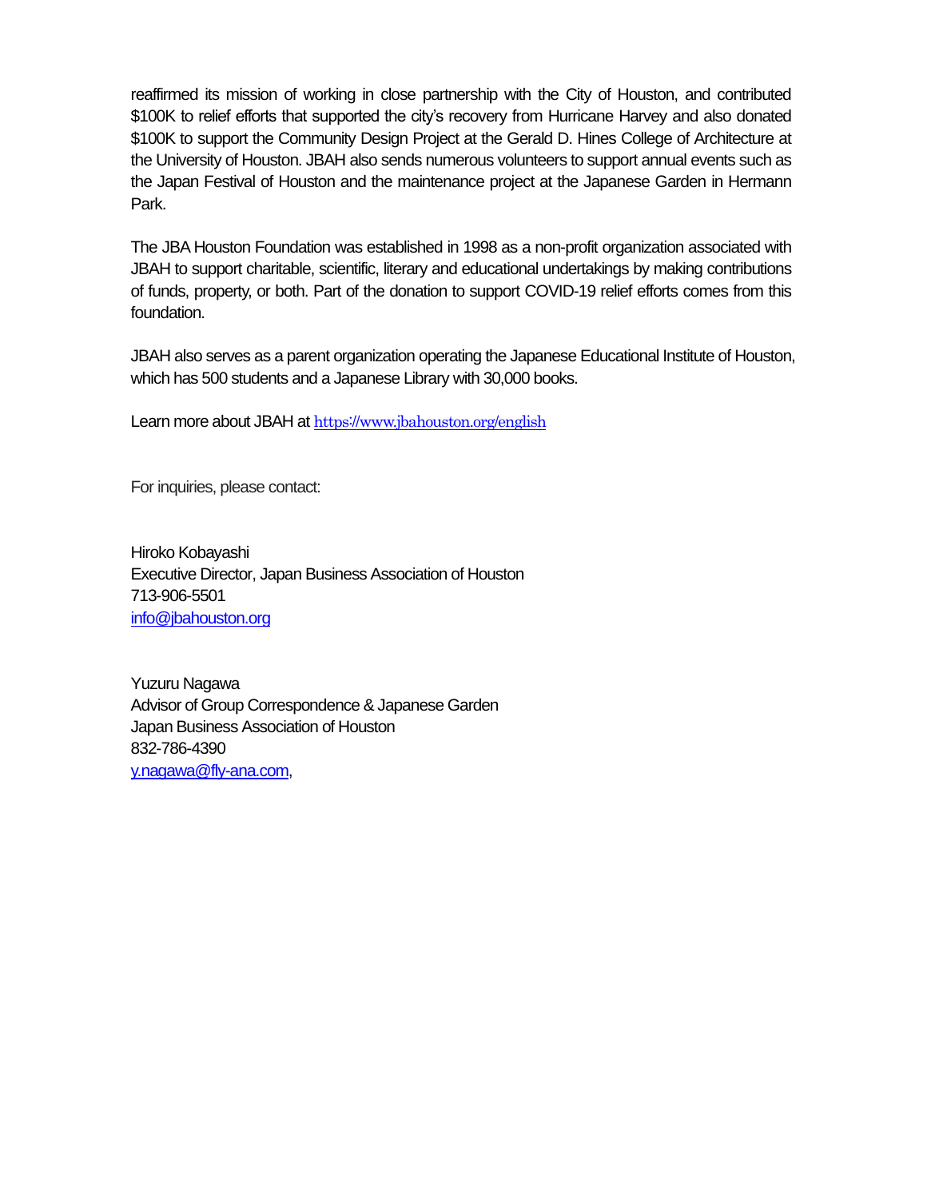reaffirmed its mission of working in close partnership with the City of Houston, and contributed $100K to relief efforts that supported the city's recovery from Hurricane Harvey and also donated $100K to support the Community Design Project at the Gerald D. Hines College of Architecture at the University of Houston. JBAH also sends numerous volunteers to support annual events such as the Japan Festival of Houston and the maintenance project at the Japanese Garden in Hermann Park.

The JBA Houston Foundation was established in 1998 as a non-profit organization associated with JBAH to support charitable, scientific, literary and educational undertakings by making contributions of funds, property, or both. Part of the donation to support COVID-19 relief efforts comes from this foundation.

JBAH also serves as a parent organization operating the Japanese Educational Institute of Houston, which has 500 students and a Japanese Library with 30,000 books.

Learn more about JBAH at https://www.jbahouston.org/english

For inquiries, please contact:

Hiroko Kobayashi
Executive Director, Japan Business Association of Houston
713-906-5501
info@jbahouston.org

Yuzuru Nagawa
Advisor of Group Correspondence & Japanese Garden
Japan Business Association of Houston
832-786-4390
y.nagawa@fly-ana.com,